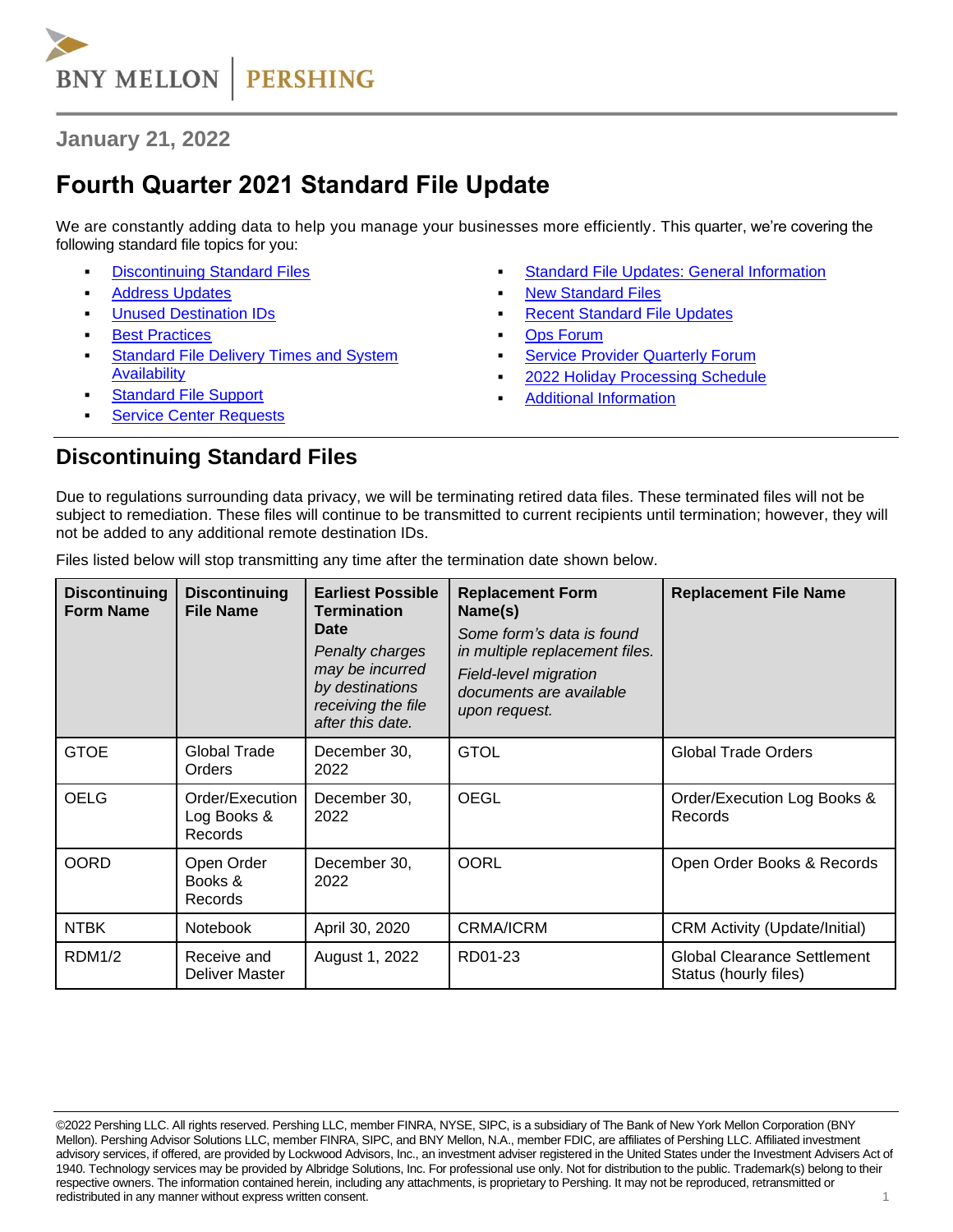BNY MELLON | PERSHING

January 21, 2022

# Fourth Quarter 2021 Standard File Update

We are constantly adding data to help you manage your businesses more efficiently. This quarter, we're covering the following standard file topics for you:

- Discontinuing Standard Files
- Address Updates
- Unused Destination IDs
- Best Practices
- Standard File Delivery Times and System Availability
- Standard File Support
- Service Center Requests
- Standard File Updates: General Information
- New Standard Files
- Recent Standard File Updates
- Ops Forum
- Service Provider Quarterly Forum
- 2022 Holiday Processing Schedule
- Additional Information

## Discontinuing Standard Files

Due to regulations surrounding data privacy, we will be terminating retired data files. These terminated files will not be subject to remediation. These files will continue to be transmitted to current recipients until termination; however, they will not be added to any additional remote destination IDs.

Files listed below will stop transmitting any time after the termination date shown below.

| Discontinuing Form Name | Discontinuing File Name | Earliest Possible Termination Date *Penalty charges may be incurred by destinations receiving the file after this date.* | Replacement Form Name(s) *Some form's data is found in multiple replacement files. Field-level migration documents are available upon request.* | Replacement File Name |
|---|---|---|---|---|
| GTOE | Global Trade Orders | December 30, 2022 | GTOL | Global Trade Orders |
| OELG | Order/Execution Log Books & Records | December 30, 2022 | OEGL | Order/Execution Log Books & Records |
| OORD | Open Order Books & Records | December 30, 2022 | OORL | Open Order Books & Records |
| NTBK | Notebook | April 30, 2020 | CRMA/ICRM | CRM Activity (Update/Initial) |
| RDM1/2 | Receive and Deliver Master | August 1, 2022 | RD01-23 | Global Clearance Settlement Status (hourly files) |

©2022 Pershing LLC. All rights reserved. Pershing LLC, member FINRA, NYSE, SIPC, is a subsidiary of The Bank of New York Mellon Corporation (BNY Mellon). Pershing Advisor Solutions LLC, member FINRA, SIPC, and BNY Mellon, N.A., member FDIC, are affiliates of Pershing LLC. Affiliated investment advisory services, if offered, are provided by Lockwood Advisors, Inc., an investment adviser registered in the United States under the Investment Advisers Act of 1940. Technology services may be provided by Albridge Solutions, Inc. For professional use only. Not for distribution to the public. Trademark(s) belong to their respective owners. The information contained herein, including any attachments, is proprietary to Pershing. It may not be reproduced, retransmitted or redistributed in any manner without express written consent.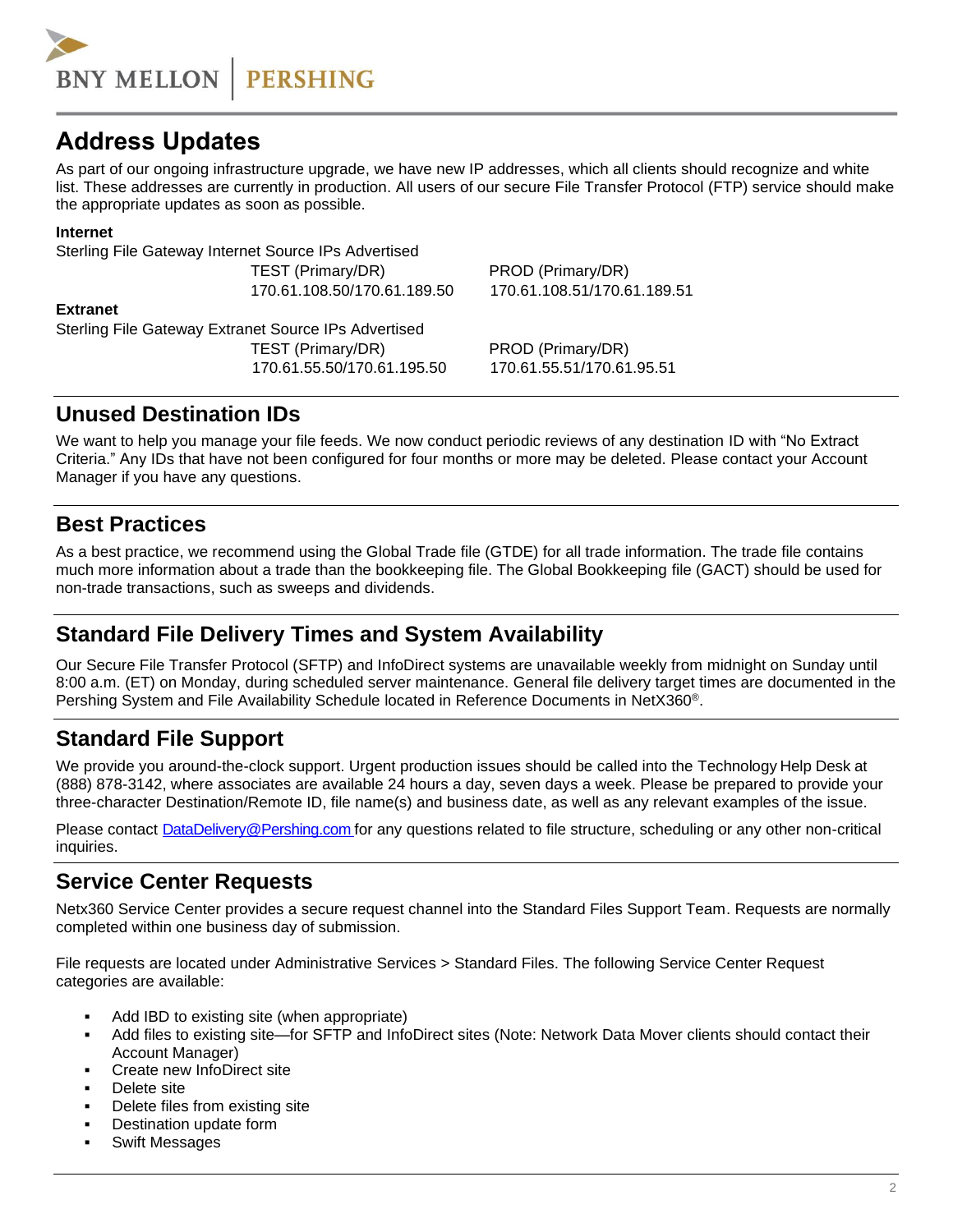## Address Updates

As part of our ongoing infrastructure upgrade, we have new IP addresses, which all clients should recognize and white list. These addresses are currently in production. All users of our secure File Transfer Protocol (FTP) service should make the appropriate updates as soon as possible.

**Internet**

Sterling File Gateway Internet Source IPs Advertised

| | TEST (Primary/DR) | PROD (Primary/DR) |
|---|---|---|
| | 170.61.108.50/170.61.189.50 | 170.61.108.51/170.61.189.51 |

**Extranet**

Sterling File Gateway Extranet Source IPs Advertised

| | TEST (Primary/DR) | PROD (Primary/DR) |
|---|---|---|
| | 170.61.55.50/170.61.195.50 | 170.61.55.51/170.61.95.51 |

## Unused Destination IDs

We want to help you manage your file feeds. We now conduct periodic reviews of any destination ID with "No Extract Criteria." Any IDs that have not been configured for four months or more may be deleted. Please contact your Account Manager if you have any questions.

## Best Practices

As a best practice, we recommend using the Global Trade file (GTDE) for all trade information. The trade file contains much more information about a trade than the bookkeeping file. The Global Bookkeeping file (GACT) should be used for non-trade transactions, such as sweeps and dividends.

## Standard File Delivery Times and System Availability

Our Secure File Transfer Protocol (SFTP) and InfoDirect systems are unavailable weekly from midnight on Sunday until 8:00 a.m. (ET) on Monday, during scheduled server maintenance. General file delivery target times are documented in the Pershing System and File Availability Schedule located in Reference Documents in NetX360®.

## Standard File Support

We provide you around-the-clock support. Urgent production issues should be called into the Technology Help Desk at (888) 878-3142, where associates are available 24 hours a day, seven days a week. Please be prepared to provide your three-character Destination/Remote ID, file name(s) and business date, as well as any relevant examples of the issue.

Please contact DataDelivery@Pershing.com for any questions related to file structure, scheduling or any other non-critical inquiries.

## Service Center Requests

Netx360 Service Center provides a secure request channel into the Standard Files Support Team. Requests are normally completed within one business day of submission.

File requests are located under Administrative Services > Standard Files. The following Service Center Request categories are available:

- Add IBD to existing site (when appropriate)
- Add files to existing site—for SFTP and InfoDirect sites (Note: Network Data Mover clients should contact their Account Manager)
- Create new InfoDirect site
- Delete site
- Delete files from existing site
- Destination update form
- Swift Messages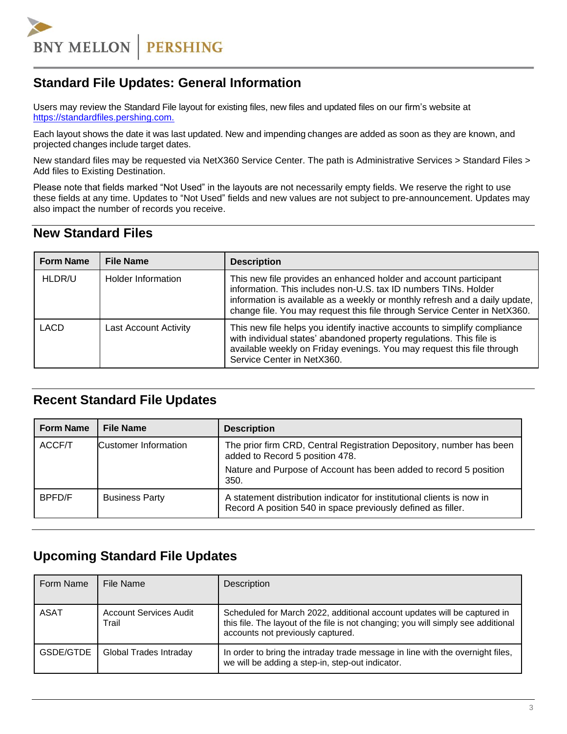## Standard File Updates: General Information

Users may review the Standard File layout for existing files, new files and updated files on our firm's website at [https://standardfiles.pershing.com.](https://standardfiles.pershing.com)

Each layout shows the date it was last updated. New and impending changes are added as soon as they are known, and projected changes include target dates.

New standard files may be requested via NetX360 Service Center. The path is Administrative Services > Standard Files > Add files to Existing Destination.

Please note that fields marked "Not Used" in the layouts are not necessarily empty fields. We reserve the right to use these fields at any time. Updates to "Not Used" fields and new values are not subject to pre-announcement. Updates may also impact the number of records you receive.

## New Standard Files

| Form Name | File Name | Description |
|---|---|---|
| HLDR/U | Holder Information | This new file provides an enhanced holder and account participant information. This includes non-U.S. tax ID numbers TINs. Holder information is available as a weekly or monthly refresh and a daily update, change file. You may request this file through Service Center in NetX360. |
| LACD | Last Account Activity | This new file helps you identify inactive accounts to simplify compliance with individual states' abandoned property regulations. This file is available weekly on Friday evenings. You may request this file through Service Center in NetX360. |

## Recent Standard File Updates

| Form Name | File Name | Description |
|---|---|---|
| ACCF/T | Customer Information | The prior firm CRD, Central Registration Depository, number has been added to Record 5 position 478. Nature and Purpose of Account has been added to record 5 position 350. |
| BPFD/F | Business Party | A statement distribution indicator for institutional clients is now in Record A position 540 in space previously defined as filler. |

## Upcoming Standard File Updates

| Form Name | File Name | Description |
|---|---|---|
| ASAT | Account Services Audit Trail | Scheduled for March 2022, additional account updates will be captured in this file. The layout of the file is not changing; you will simply see additional accounts not previously captured. |
| GSDE/GTDE | Global Trades Intraday | In order to bring the intraday trade message in line with the overnight files, we will be adding a step-in, step-out indicator. |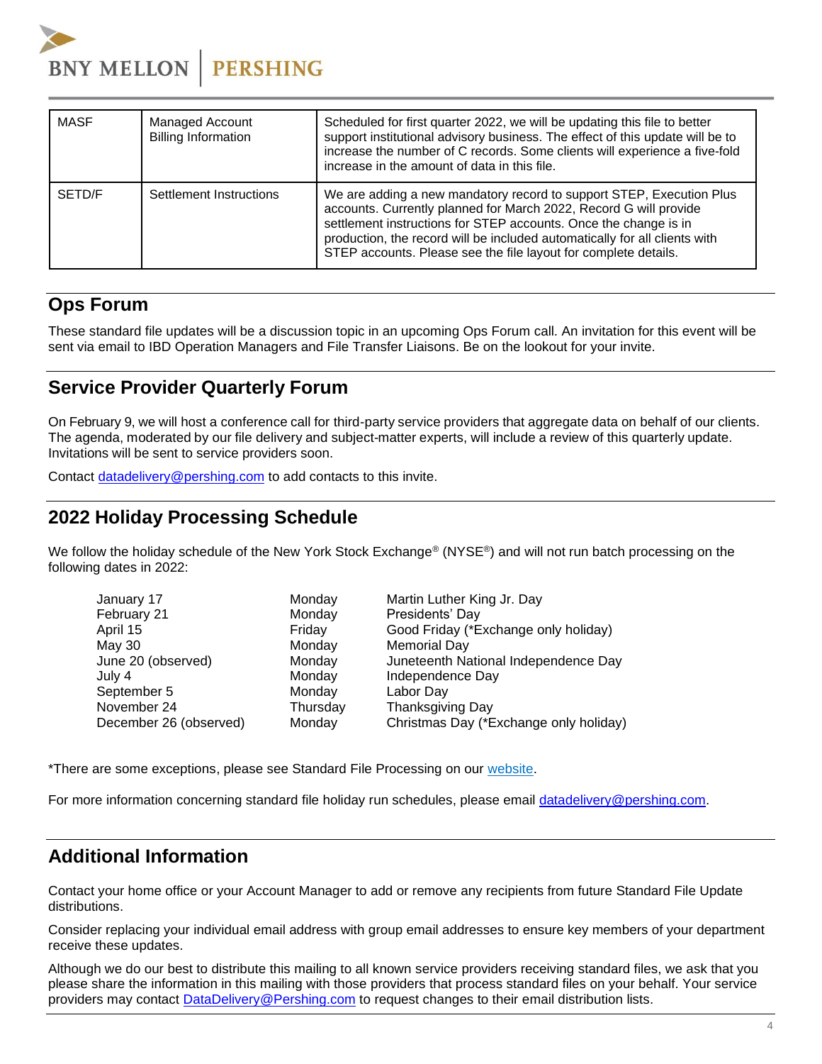| MASF | Managed Account Billing Information | Scheduled for first quarter 2022, we will be updating this file to better support institutional advisory business. The effect of this update will be to increase the number of C records. Some clients will experience a five-fold increase in the amount of data in this file. |
|---|---|---|
| SETD/F | Settlement Instructions | We are adding a new mandatory record to support STEP, Execution Plus accounts. Currently planned for March 2022, Record G will provide settlement instructions for STEP accounts. Once the change is in production, the record will be included automatically for all clients with STEP accounts. Please see the file layout for complete details. |

## Ops Forum

These standard file updates will be a discussion topic in an upcoming Ops Forum call. An invitation for this event will be sent via email to IBD Operation Managers and File Transfer Liaisons. Be on the lookout for your invite.

## Service Provider Quarterly Forum

On February 9, we will host a conference call for third-party service providers that aggregate data on behalf of our clients. The agenda, moderated by our file delivery and subject-matter experts, will include a review of this quarterly update. Invitations will be sent to service providers soon.

Contact datadelivery@pershing.com to add contacts to this invite.

## 2022 Holiday Processing Schedule

We follow the holiday schedule of the New York Stock Exchange® (NYSE®) and will not run batch processing on the following dates in 2022:

| | | |
|---|---|---|
| January 17 | Monday | Martin Luther King Jr. Day |
| February 21 | Monday | Presidents' Day |
| April 15 | Friday | Good Friday (*Exchange only holiday) |
| May 30 | Monday | Memorial Day |
| June 20 (observed) | Monday | Juneteenth National Independence Day |
| July 4 | Monday | Independence Day |
| September 5 | Monday | Labor Day |
| November 24 | Thursday | Thanksgiving Day |
| December 26 (observed) | Monday | Christmas Day (*Exchange only holiday) |

*There are some exceptions, please see Standard File Processing on our website.

For more information concerning standard file holiday run schedules, please email datadelivery@pershing.com.

## Additional Information

Contact your home office or your Account Manager to add or remove any recipients from future Standard File Update distributions.

Consider replacing your individual email address with group email addresses to ensure key members of your department receive these updates.

Although we do our best to distribute this mailing to all known service providers receiving standard files, we ask that you please share the information in this mailing with those providers that process standard files on your behalf. Your service providers may contact DataDelivery@Pershing.com to request changes to their email distribution lists.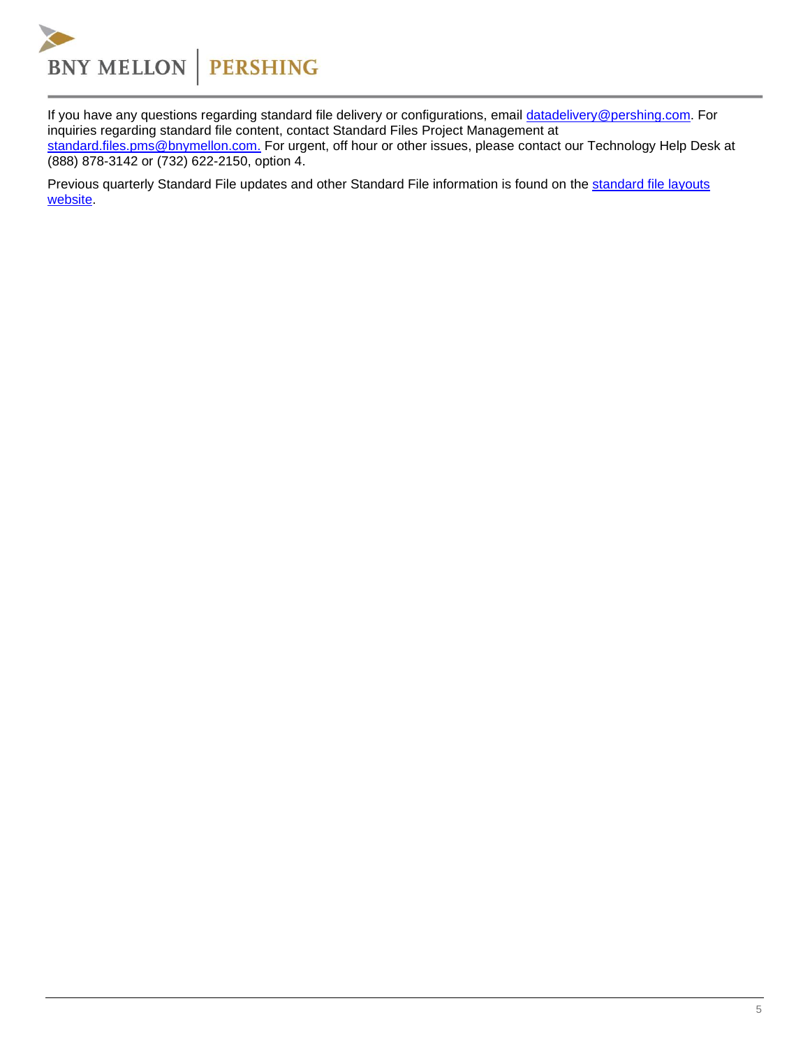If you have any questions regarding standard file delivery or configurations, email [datadelivery@pershing.com](mailto:datadelivery@pershing.com). For inquiries regarding standard file content, contact Standard Files Project Management at [standard.files.pms@bnymellon.com.](mailto:standard.files.pms@bnymellon.com) For urgent, off hour or other issues, please contact our Technology Help Desk at (888) 878-3142 or (732) 622-2150, option 4.

Previous quarterly Standard File updates and other Standard File information is found on the [standard file layouts website](#).